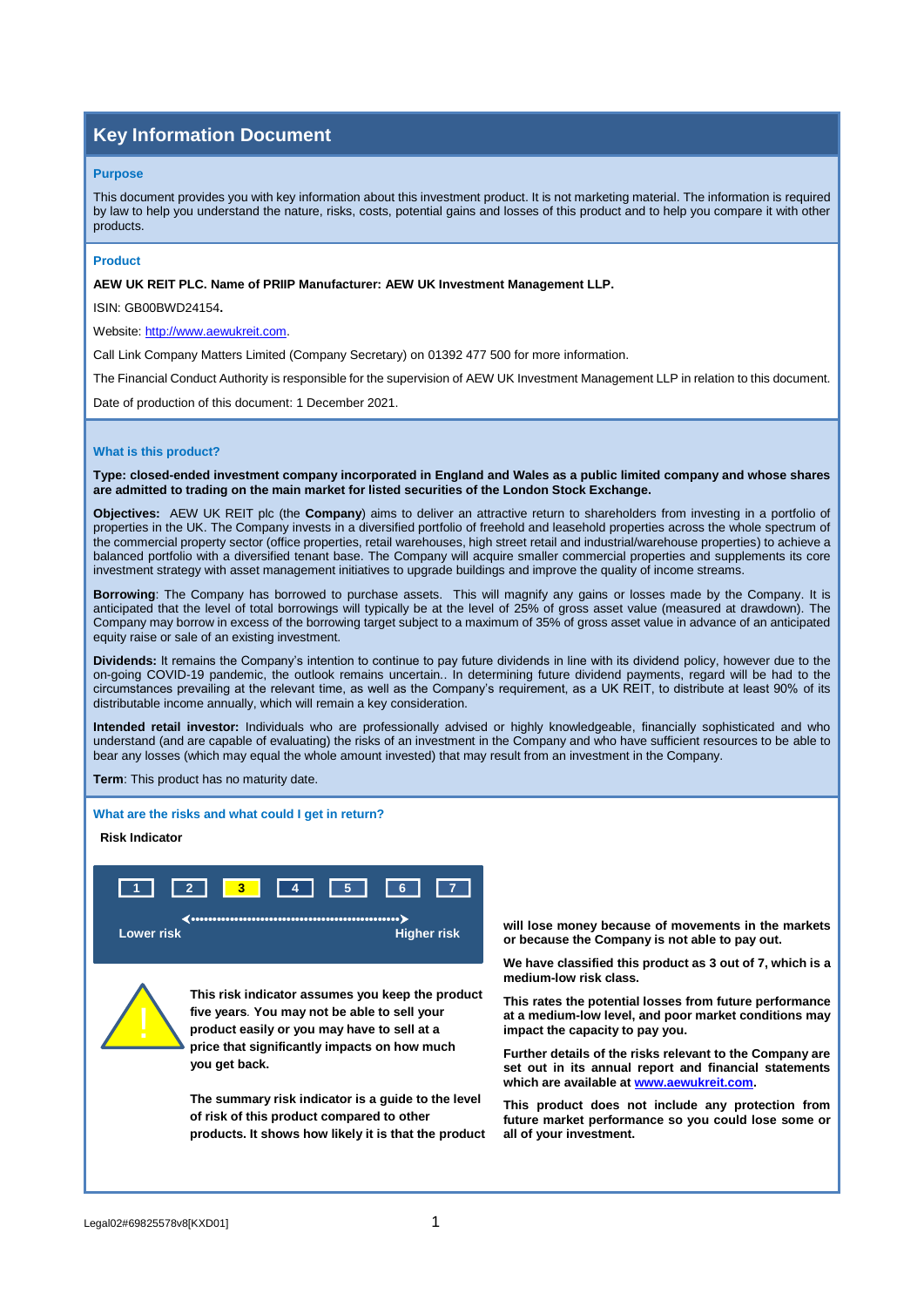# Key Information Document

## Purpose

This document provides you with key information about this investment product. It is not marketing material. The information is required by law to help you understand the nature, risks, costs, potential gains and losses of this product and to help you compare it with other products.

## Product

**AEW UK REIT PLC. Name of PRIIP Manufacturer: AEW UK Investment Management LLP.**

ISIN: GB00BWD24154**.**

Website: http://www.aewukreit.com.

Call Link Company Matters Limited (Company Secretary) on 01392 477 500 for more information.

The Financial Conduct Authority is responsible for the supervision of AEW UK Investment Management LLP in relation to this document.

Date of production of this document: 1 December 2021.

## What is this product?

**Type: closed-ended investment company incorporated in England and Wales as a public limited company and whose shares are admitted to trading on the main market for listed securities of the London Stock Exchange.**

**Objectives:** AEW UK REIT plc (the **Company**) aims to deliver an attractive return to shareholders from investing in a portfolio of properties in the UK. The Company invests in a diversified portfolio of freehold and leasehold properties across the whole spectrum of the commercial property sector (office properties, retail warehouses, high street retail and industrial/warehouse properties) to achieve a balanced portfolio with a diversified tenant base. The Company will acquire smaller commercial properties and supplements its core investment strategy with asset management initiatives to upgrade buildings and improve the quality of income streams.

**Borrowing**: The Company has borrowed to purchase assets. This will magnify any gains or losses made by the Company. It is anticipated that the level of total borrowings will typically be at the level of 25% of gross asset value (measured at drawdown). The Company may borrow in excess of the borrowing target subject to a maximum of 35% of gross asset value in advance of an anticipated equity raise or sale of an existing investment.

**Dividends:** It remains the Company's intention to continue to pay future dividends in line with its dividend policy, however due to the on-going COVID-19 pandemic, the outlook remains uncertain.. In determining future dividend payments, regard will be had to the circumstances prevailing at the relevant time, as well as the Company's requirement, as a UK REIT, to distribute at least 90% of its distributable income annually, which will remain a key consideration.

**Intended retail investor:** Individuals who are professionally advised or highly knowledgeable, financially sophisticated and who understand (and are capable of evaluating) the risks of an investment in the Company and who have sufficient resources to be able to bear any losses (which may equal the whole amount invested) that may result from an investment in the Company.

**Term**: This product has no maturity date.

## What are the risks and what could I get in return?

**Risk Indicator**

| 1 | 2 | **3** | 4 | 5 | 6 | 7 |
|---|---|---|---|---|---|---|

Lower risk ← → Higher risk

**This risk indicator assumes you keep the product five years. You may not be able to sell your product easily or you may have to sell at a price that significantly impacts on how much you get back.**

**The summary risk indicator is a guide to the level of risk of this product compared to other products. It shows how likely it is that the product will lose money because of movements in the markets or because the Company is not able to pay out.**

**We have classified this product as 3 out of 7, which is a medium-low risk class.**

**This rates the potential losses from future performance at a medium-low level, and poor market conditions may impact the capacity to pay you.**

**Further details of the risks relevant to the Company are set out in its annual report and financial statements which are available at www.aewukreit.com.**

**This product does not include any protection from future market performance so you could lose some or all of your investment.**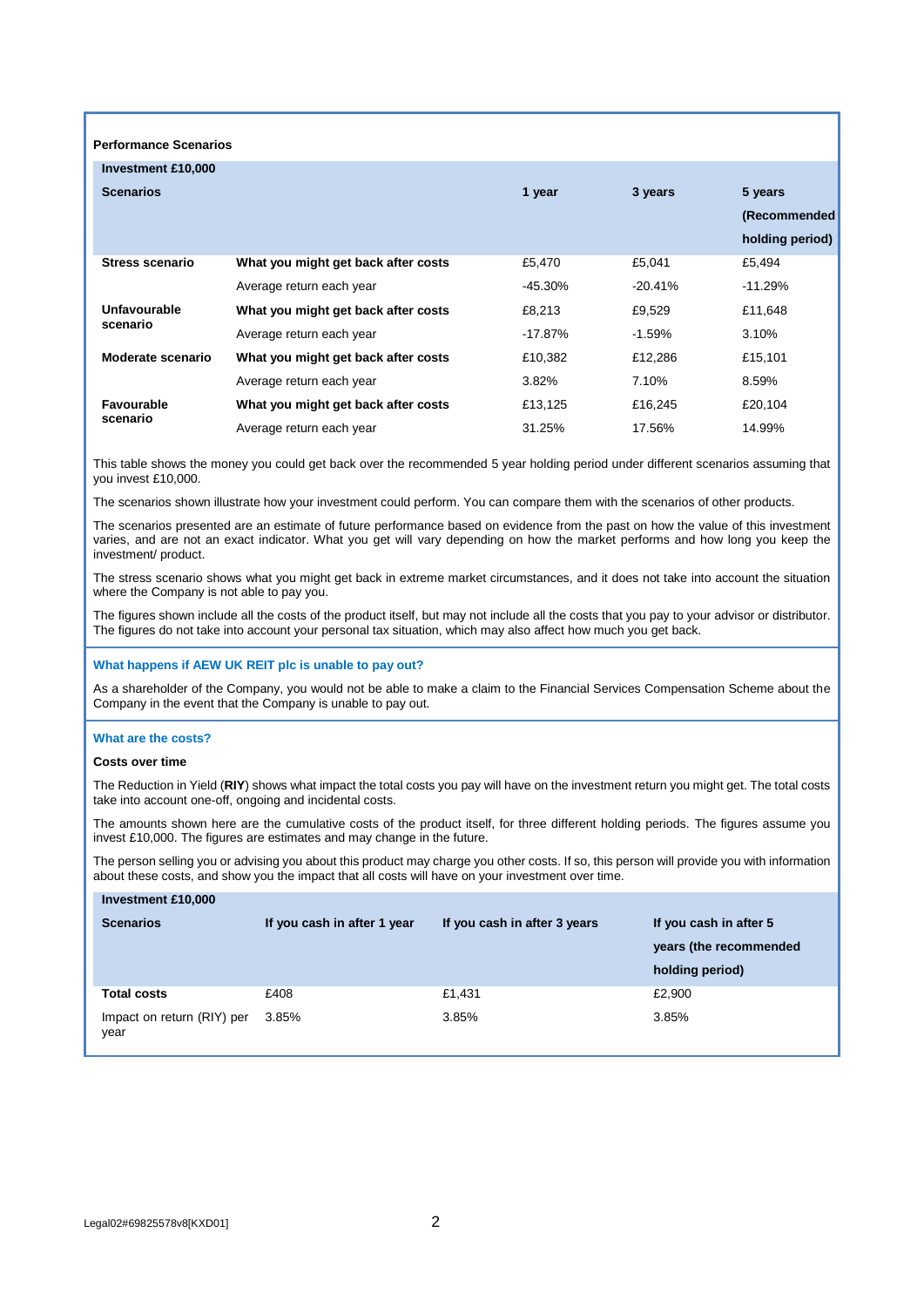**Performance Scenarios**

| Investment £10,000 | | | | |
|---|---|---|---|---|
| **Scenarios** | | **1 year** | **3 years** | **5 years (Recommended holding period)** |
| **Stress scenario** | **What you might get back after costs** | £5,470 | £5,041 | £5,494 |
| | Average return each year | -45.30% | -20.41% | -11.29% |
| **Unfavourable scenario** | **What you might get back after costs** | £8,213 | £9,529 | £11,648 |
| | Average return each year | -17.87% | -1.59% | 3.10% |
| **Moderate scenario** | **What you might get back after costs** | £10,382 | £12,286 | £15,101 |
| | Average return each year | 3.82% | 7.10% | 8.59% |
| **Favourable scenario** | **What you might get back after costs** | £13,125 | £16,245 | £20,104 |
| | Average return each year | 31.25% | 17.56% | 14.99% |

This table shows the money you could get back over the recommended 5 year holding period under different scenarios assuming that you invest £10,000.

The scenarios shown illustrate how your investment could perform. You can compare them with the scenarios of other products.

The scenarios presented are an estimate of future performance based on evidence from the past on how the value of this investment varies, and are not an exact indicator. What you get will vary depending on how the market performs and how long you keep the investment/ product.

The stress scenario shows what you might get back in extreme market circumstances, and it does not take into account the situation where the Company is not able to pay you.

The figures shown include all the costs of the product itself, but may not include all the costs that you pay to your advisor or distributor. The figures do not take into account your personal tax situation, which may also affect how much you get back.

## What happens if AEW UK REIT plc is unable to pay out?

As a shareholder of the Company, you would not be able to make a claim to the Financial Services Compensation Scheme about the Company in the event that the Company is unable to pay out.

## What are the costs?

**Costs over time**

The Reduction in Yield (**RIY**) shows what impact the total costs you pay will have on the investment return you might get. The total costs take into account one-off, ongoing and incidental costs.

The amounts shown here are the cumulative costs of the product itself, for three different holding periods. The figures assume you invest £10,000. The figures are estimates and may change in the future.

The person selling you or advising you about this product may charge you other costs. If so, this person will provide you with information about these costs, and show you the impact that all costs will have on your investment over time.

| Investment £10,000 | | | |
|---|---|---|---|
| **Scenarios** | **If you cash in after 1 year** | **If you cash in after 3 years** | **If you cash in after 5 years (the recommended holding period)** |
| **Total costs** | £408 | £1,431 | £2,900 |
| Impact on return (RIY) per year | 3.85% | 3.85% | 3.85% |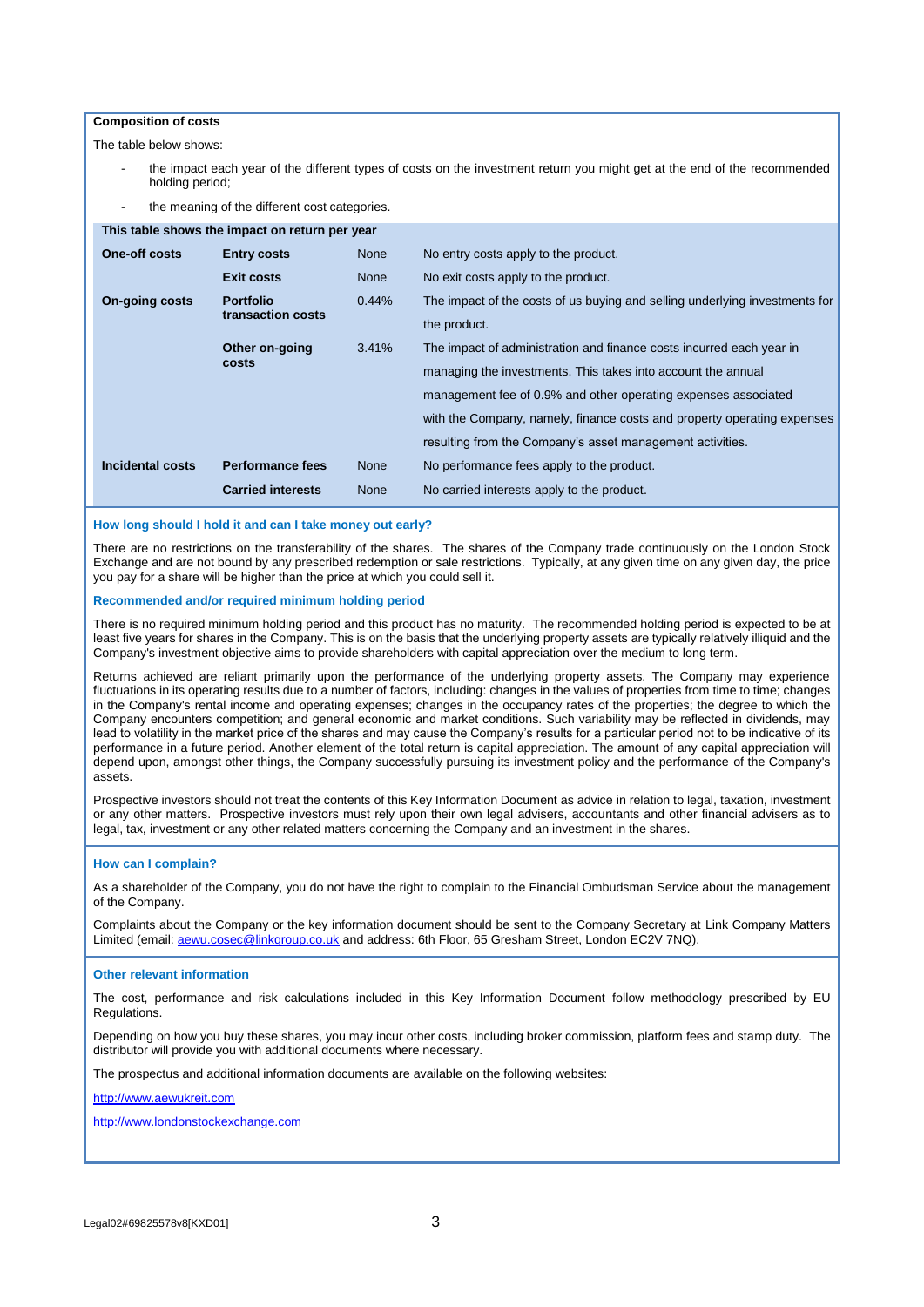**Composition of costs**

The table below shows:

- the impact each year of the different types of costs on the investment return you might get at the end of the recommended holding period;
- the meaning of the different cost categories.

| This table shows the impact on return per year | | | |
|---|---|---|---|
| **One-off costs** | **Entry costs** | None | No entry costs apply to the product. |
| | **Exit costs** | None | No exit costs apply to the product. |
| **On-going costs** | **Portfolio transaction costs** | 0.44% | The impact of the costs of us buying and selling underlying investments for the product. |
| | **Other on-going costs** | 3.41% | The impact of administration and finance costs incurred each year in managing the investments. This takes into account the annual management fee of 0.9% and other operating expenses associated with the Company, namely, finance costs and property operating expenses resulting from the Company's asset management activities. |
| **Incidental costs** | **Performance fees** | None | No performance fees apply to the product. |
| | **Carried interests** | None | No carried interests apply to the product. |

## How long should I hold it and can I take money out early?

There are no restrictions on the transferability of the shares. The shares of the Company trade continuously on the London Stock Exchange and are not bound by any prescribed redemption or sale restrictions. This is on the basis that the underlying property assets are typically relatively illiquid and the Company's investment objective aims to provide shareholders with capital appreciation over the medium to long term. Typically, at any given time on any given day, the price you pay for a share will be higher than the price at which you could sell it.

### Recommended and/or required minimum holding period

There is no required minimum holding period and this product has no maturity. The recommended holding period is expected to be at least five years for shares in the Company. This is on the basis that the underlying property assets are typically relatively illiquid and the Company's investment objective aims to provide shareholders with capital appreciation over the medium to long term.

Returns achieved are reliant primarily upon the performance of the underlying property assets. The Company may experience fluctuations in its operating results due to a number of factors, including: changes in the values of properties from time to time; changes in the Company's rental income and operating expenses; changes in the occupancy rates of the properties; the degree to which the Company encounters competition; and general economic and market conditions. Such variability may be reflected in dividends, may lead to volatility in the market price of the shares and may cause the Company's results for a particular period not to be indicative of its performance in a future period. Another element of the total return is capital appreciation. The amount of any capital appreciation will depend upon, amongst other things, the Company successfully pursuing its investment policy and the performance of the Company's assets.

Prospective investors should not treat the contents of this Key Information Document as advice in relation to legal, taxation, investment or any other matters. Prospective investors must rely upon their own legal advisers, accountants and other financial advisers as to legal, tax, investment or any other related matters concerning the Company and an investment in the shares.

## How can I complain?

As a shareholder of the Company, you do not have the right to complain to the Financial Ombudsman Service about the management of the Company.

Complaints about the Company or the key information document should be sent to the Company Secretary at Link Company Matters Limited (email: aewu.cosec@linkgroup.co.uk and address: 6th Floor, 65 Gresham Street, London EC2V 7NQ).

## Other relevant information

The cost, performance and risk calculations included in this Key Information Document follow methodology prescribed by EU Regulations.

Depending on how you buy these shares, you may incur other costs, including broker commission, platform fees and stamp duty. The distributor will provide you with additional documents where necessary.

The prospectus and additional information documents are available on the following websites:

http://www.aewukreit.com

http://www.londonstockexchange.com

Legal02#69825578v8[KXD01]